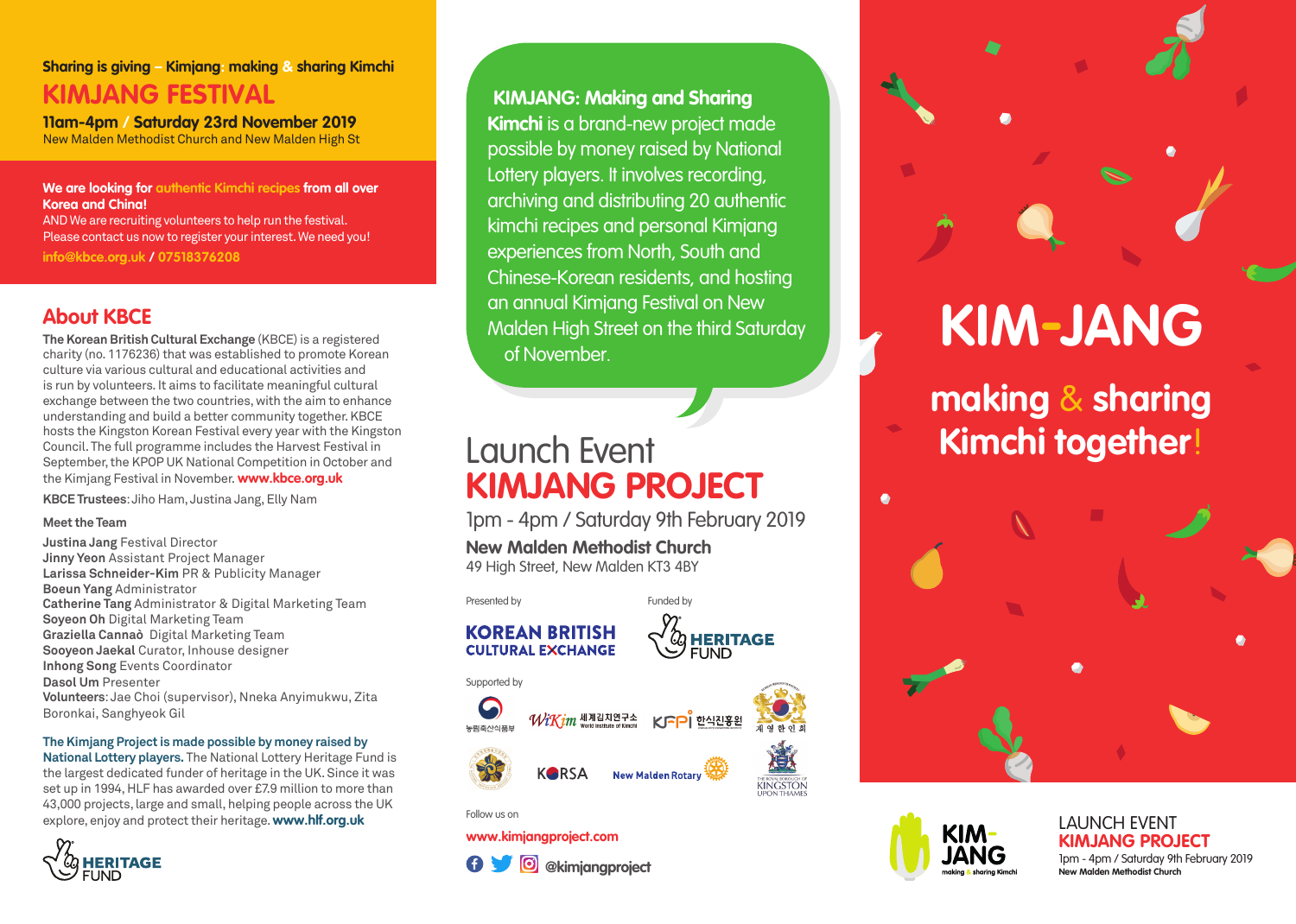Sharing is giving – Kimjang: making & sharing Kimchi

# KIMJANG FESTIVAL

**11am-4pm / Saturday 23rd November 2019**
New Malden Methodist Church and New Malden High St

**We are looking for authentic Kimchi recipes from all over Korea and China!**
AND We are recruiting volunteers to help run the festival.
Please contact us now to register your interest. We need you!
**info@kbce.org.uk / 07518376208**

## About KBCE

**The Korean British Cultural Exchange** (KBCE) is a registered charity (no. 1176236) that was established to promote Korean culture via various cultural and educational activities and is run by volunteers. It aims to facilitate meaningful cultural exchange between the two countries, with the aim to enhance understanding and build a better community together. KBCE hosts the Kingston Korean Festival every year with the Kingston Council. The full programme includes the Harvest Festival in September, the KPOP UK National Competition in October and the Kimjang Festival in November. **www.kbce.org.uk**

**KBCE Trustees**: Jiho Ham, Justina Jang, Elly Nam

**Meet the Team**

**Justina Jang** Festival Director
**Jinny Yeon** Assistant Project Manager
**Larissa Schneider-Kim** PR & Publicity Manager
**Boeun Yang** Administrator
**Catherine Tang** Administrator & Digital Marketing Team
**Soyeon Oh** Digital Marketing Team
**Graziella Cannaò** Digital Marketing Team
**Sooyeon Jaekal** Curator, Inhouse designer
**Inhong Song** Events Coordinator
**Dasol Um** Presenter
**Volunteers**: Jae Choi (supervisor), Nneka Anyimukwu, Zita Boronkai, Sanghyeok Gil

**The Kimjang Project is made possible by money raised by National Lottery players.** The National Lottery Heritage Fund is the largest dedicated funder of heritage in the UK. Since it was set up in 1994, HLF has awarded over £7.9 million to more than 43,000 projects, large and small, helping people across the UK explore, enjoy and protect their heritage. **www.hlf.org.uk**

HERITAGE FUND

**KIMJANG: Making and Sharing Kimchi** is a brand-new project made possible by money raised by National Lottery players. It involves recording, archiving and distributing 20 authentic kimchi recipes and personal Kimjang experiences from North, South and Chinese-Korean residents, and hosting an annual Kimjang Festival on New Malden High Street on the third Saturday of November.

## Launch Event
# KIMJANG PROJECT

1pm - 4pm / Saturday 9th February 2019

**New Malden Methodist Church**
49 High Street, New Malden KT3 4BY

Presented by: KOREAN BRITISH CULTURAL EXCHANGE

Funded by: HERITAGE FUND

Supported by: 농림축산식품부, WiKim 세계김치연구소 World Institute of Kimchi, KFPI 한식진흥원, 재영한인회, KORSA, New Malden Rotary, The Royal Borough of Kingston upon Thames

Follow us on

**www.kimjangproject.com**

**@kimjangproject**

# KIM-JANG

## making & sharing Kimchi together!

KIM-JANG making & sharing Kimchi

LAUNCH EVENT
**KIMJANG PROJECT**
1pm - 4pm / Saturday 9th February 2019
**New Malden Methodist Church**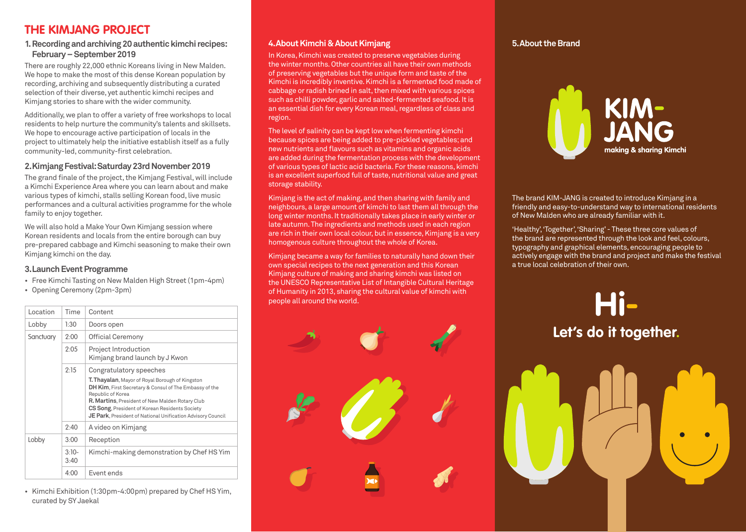# THE KIMJANG PROJECT

## 1. Recording and archiving 20 authentic kimchi recipes: February – September 2019

There are roughly 22,000 ethnic Koreans living in New Malden. We hope to make the most of this dense Korean population by recording, archiving and subsequently distributing a curated selection of their diverse, yet authentic kimchi recipes and Kimjang stories to share with the wider community.

Additionally, we plan to offer a variety of free workshops to local residents to help nurture the community's talents and skillsets. We hope to encourage active participation of locals in the project to ultimately help the initiative establish itself as a fully community-led, community-first celebration.

## 2. Kimjang Festival: Saturday 23rd November 2019

The grand finale of the project, the Kimjang Festival, will include a Kimchi Experience Area where you can learn about and make various types of kimchi, stalls selling Korean food, live music performances and a cultural activities programme for the whole family to enjoy together.

We will also hold a Make Your Own Kimjang session where Korean residents and locals from the entire borough can buy pre-prepared cabbage and Kimchi seasoning to make their own Kimjang kimchi on the day.

## 3. Launch Event Programme

- Free Kimchi Tasting on New Malden High Street (1pm-4pm)
- Opening Ceremony (2pm-3pm)

| Location | Time | Content |
|---|---|---|
| Lobby | 1:30 | Doors open |
| Sanctuary | 2:00 | Official Ceremony |
| | 2:05 | Project Introduction<br>Kimjang brand launch by J Kwon |
| | 2:15 | Congratulatory speeches<br>**T. Thayalan**, Mayor of Royal Borough of Kingston<br>**DH Kim**, First Secretary & Consul of The Embassy of the Republic of Korea<br>**R. Martins**, President of New Malden Rotary Club<br>**CS Song**, President of Korean Residents Society<br>**JE Park**, President of National Unification Advisory Council |
| | 2:40 | A video on Kimjang |
| Lobby | 3:00 | Reception |
| | 3:10-3:40 | Kimchi-making demonstration by Chef HS Yim |
| | 4:00 | Event ends |

- Kimchi Exhibition (1:30pm-4:00pm) prepared by Chef HS Yim, curated by SY Jaekal

## 4. About Kimchi & About Kimjang

In Korea, Kimchi was created to preserve vegetables during the winter months. Other countries all have their own methods of preserving vegetables but the unique form and taste of the Kimchi is incredibly inventive. Kimchi is a fermented food made of cabbage or radish brined in salt, then mixed with various spices such as chilli powder, garlic and salted-fermented seafood. It is an essential dish for every Korean meal, regardless of class and region.

The level of salinity can be kept low when fermenting kimchi because spices are being added to pre-pickled vegetables; and new nutrients and flavours such as vitamins and organic acids are added during the fermentation process with the development of various types of lactic acid bacteria. For these reasons, kimchi is an excellent superfood full of taste, nutritional value and great storage stability.

Kimjang is the act of making, and then sharing with family and neighbours, a large amount of kimchi to last them all through the long winter months. It traditionally takes place in early winter or late autumn. The ingredients and methods used in each region are rich in their own local colour, but in essence, Kimjang is a very homogenous culture throughout the whole of Korea.

Kimjang became a way for families to naturally hand down their own special recipes to the next generation and this Korean Kimjang culture of making and sharing kimchi was listed on the UNESCO Representative List of Intangible Cultural Heritage of Humanity in 2013, sharing the cultural value of kimchi with people all around the world.

## 5. About the Brand

KIM-JANG
making & sharing Kimchi

The brand KIM-JANG is created to introduce Kimjang in a friendly and easy-to-understand way to international residents of New Malden who are already familiar with it.

'Healthy', 'Together', 'Sharing' - These three core values of the brand are represented through the look and feel, colours, typography and graphical elements, encouraging people to actively engage with the brand and project and make the festival a true local celebration of their own.

Hi-
Let's do it together.